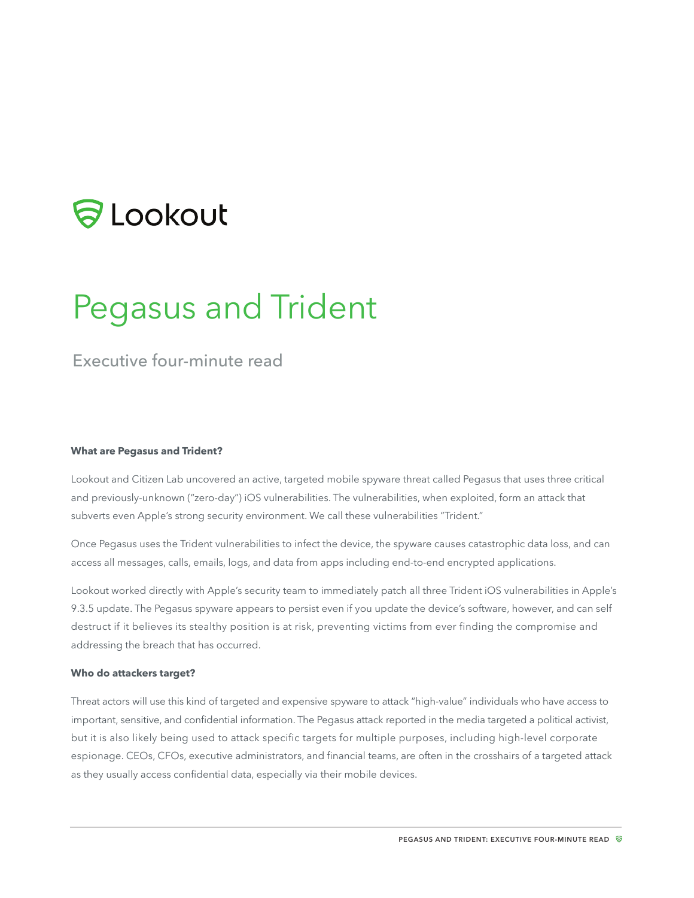Lookout

# Pegasus and Trident

## Executive four-minute read

### What are Pegasus and Trident?

Lookout and Citizen Lab uncovered an active, targeted mobile spyware threat called Pegasus that uses three critical and previously-unknown ("zero-day") iOS vulnerabilities. The vulnerabilities, when exploited, form an attack that subverts even Apple's strong security environment. We call these vulnerabilities "Trident."

Once Pegasus uses the Trident vulnerabilities to infect the device, the spyware causes catastrophic data loss, and can access all messages, calls, emails, logs, and data from apps including end-to-end encrypted applications.

Lookout worked directly with Apple's security team to immediately patch all three Trident iOS vulnerabilities in Apple's 9.3.5 update. The Pegasus spyware appears to persist even if you update the device's software, however, and can self destruct if it believes its stealthy position is at risk, preventing victims from ever finding the compromise and addressing the breach that has occurred.

### Who do attackers target?

Threat actors will use this kind of targeted and expensive spyware to attack "high-value" individuals who have access to important, sensitive, and confidential information. The Pegasus attack reported in the media targeted a political activist, but it is also likely being used to attack specific targets for multiple purposes, including high-level corporate espionage. CEOs, CFOs, executive administrators, and financial teams, are often in the crosshairs of a targeted attack as they usually access confidential data, especially via their mobile devices.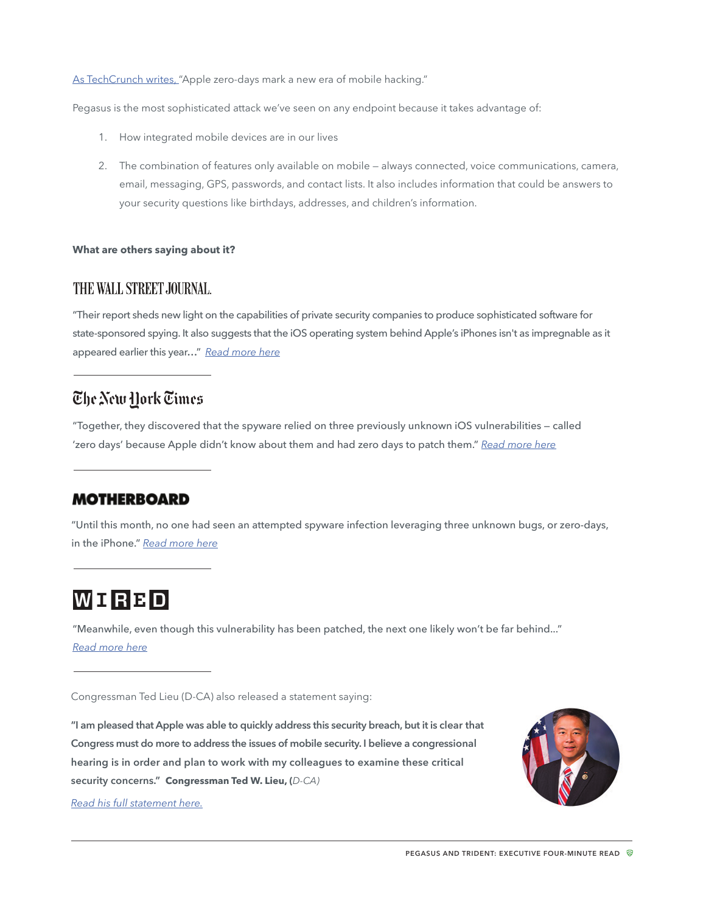As TechCrunch writes, "Apple zero-days mark a new era of mobile hacking."

Pegasus is the most sophisticated attack we've seen on any endpoint because it takes advantage of:

1. How integrated mobile devices are in our lives
2. The combination of features only available on mobile – always connected, voice communications, camera, email, messaging, GPS, passwords, and contact lists. It also includes information that could be answers to your security questions like birthdays, addresses, and children's information.

**What are others saying about it?**

### THE WALL STREET JOURNAL.

"Their report sheds new light on the capabilities of private security companies to produce sophisticated software for state-sponsored spying. It also suggests that the iOS operating system behind Apple's iPhones isn't as impregnable as it appeared earlier this year…" *Read more here*

---

### The New York Times

"Together, they discovered that the spyware relied on three previously unknown iOS vulnerabilities – called 'zero days' because Apple didn't know about them and had zero days to patch them." *Read more here*

---

### MOTHERBOARD

"Until this month, no one had seen an attempted spyware infection leveraging three unknown bugs, or zero-days, in the iPhone." *Read more here*

---

### WIRED

"Meanwhile, even though this vulnerability has been patched, the next one likely won't be far behind..." *Read more here*

---

Congressman Ted Lieu (D-CA) also released a statement saying:

**"I am pleased that Apple was able to quickly address this security breach, but it is clear that Congress must do more to address the issues of mobile security. I believe a congressional hearing is in order and plan to work with my colleagues to examine these critical security concerns." Congressman Ted W. Lieu, (***D-CA)*

*Read his full statement here.*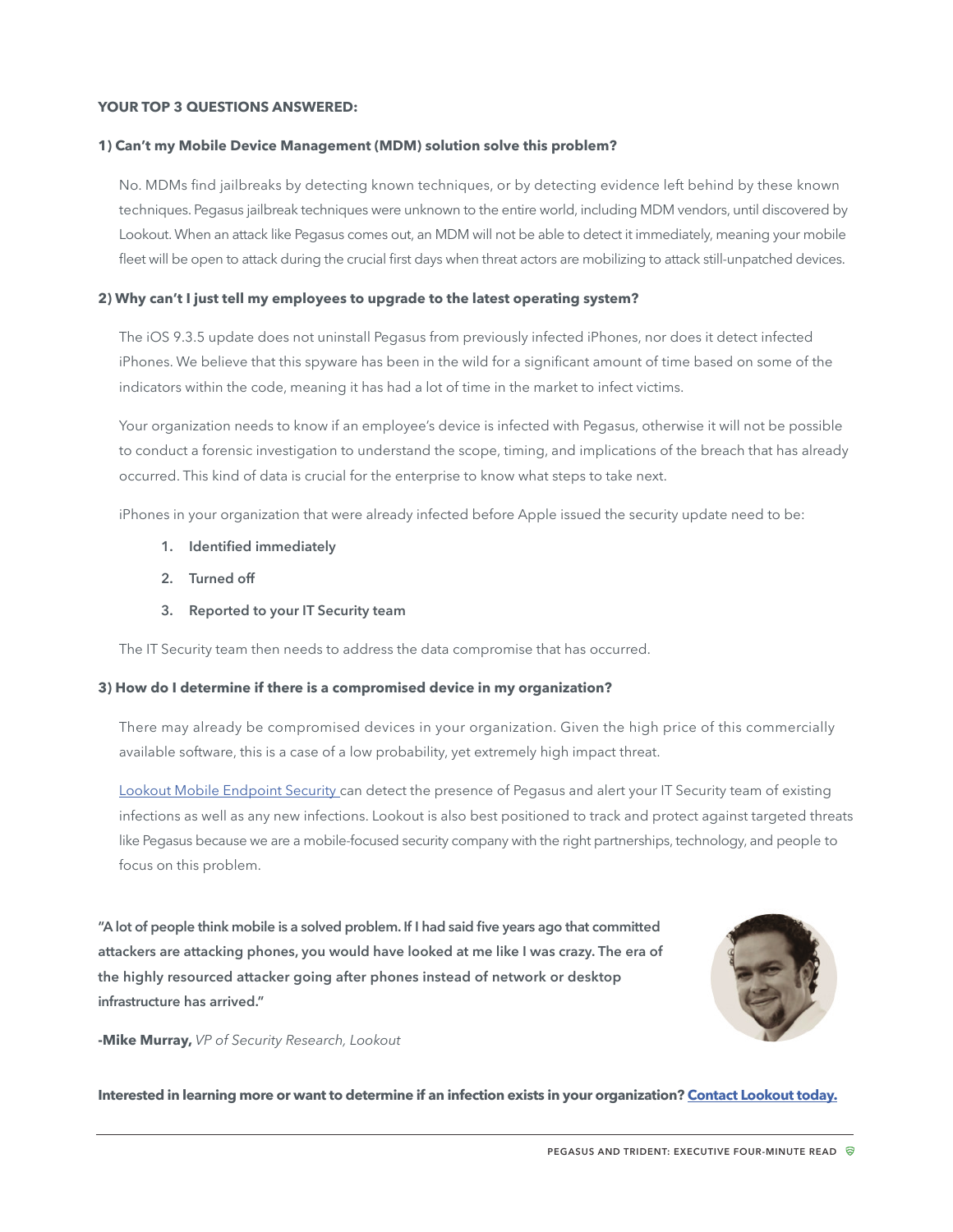**YOUR TOP 3 QUESTIONS ANSWERED:**

**1) Can't my Mobile Device Management (MDM) solution solve this problem?**

No. MDMs find jailbreaks by detecting known techniques, or by detecting evidence left behind by these known techniques. Pegasus jailbreak techniques were unknown to the entire world, including MDM vendors, until discovered by Lookout. When an attack like Pegasus comes out, an MDM will not be able to detect it immediately, meaning your mobile fleet will be open to attack during the crucial first days when threat actors are mobilizing to attack still-unpatched devices.

**2) Why can't I just tell my employees to upgrade to the latest operating system?**

The iOS 9.3.5 update does not uninstall Pegasus from previously infected iPhones, nor does it detect infected iPhones. We believe that this spyware has been in the wild for a significant amount of time based on some of the indicators within the code, meaning it has had a lot of time in the market to infect victims.

Your organization needs to know if an employee's device is infected with Pegasus, otherwise it will not be possible to conduct a forensic investigation to understand the scope, timing, and implications of the breach that has already occurred. This kind of data is crucial for the enterprise to know what steps to take next.

iPhones in your organization that were already infected before Apple issued the security update need to be:

1. **Identified immediately**
2. **Turned off**
3. **Reported to your IT Security team**

The IT Security team then needs to address the data compromise that has occurred.

**3) How do I determine if there is a compromised device in my organization?**

There may already be compromised devices in your organization. Given the high price of this commercially available software, this is a case of a low probability, yet extremely high impact threat.

Lookout Mobile Endpoint Security can detect the presence of Pegasus and alert your IT Security team of existing infections as well as any new infections. Lookout is also best positioned to track and protect against targeted threats like Pegasus because we are a mobile-focused security company with the right partnerships, technology, and people to focus on this problem.

**"A lot of people think mobile is a solved problem. If I had said five years ago that committed attackers are attacking phones, you would have looked at me like I was crazy. The era of the highly resourced attacker going after phones instead of network or desktop infrastructure has arrived."**

**-Mike Murray,** *VP of Security Research, Lookout*

**Interested in learning more or want to determine if an infection exists in your organization? Contact Lookout today.**